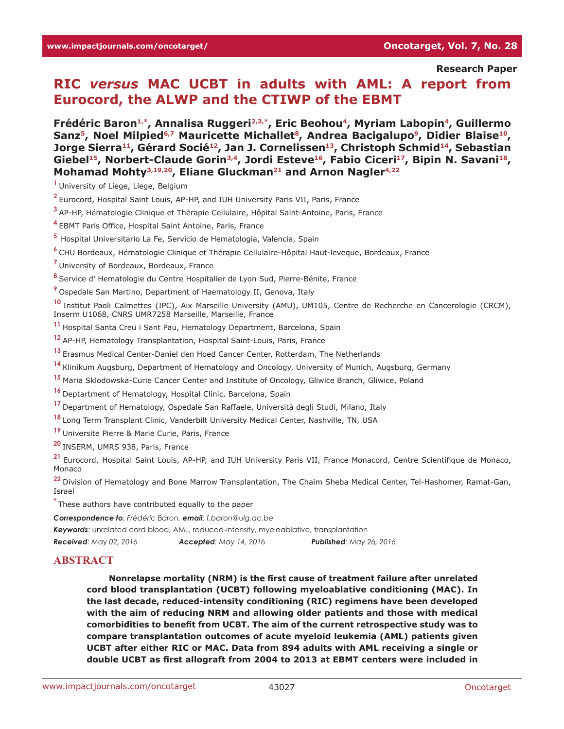Research Paper

# RIC *versus* MAC UCBT in adults with AML: A report from Eurocord, the ALWP and the CTIWP of the EBMT

**Frédéric Baron[1,*], Annalisa Ruggeri[2,3,*], Eric Beohou[4], Myriam Labopin[4], Guillermo Sanz[5], Noel Milpied[6,7] Mauricette Michallet[8], Andrea Bacigalupo[9], Didier Blaise[10], Jorge Sierra[11], Gérard Socié[12], Jan J. Cornelissen[13], Christoph Schmid[14], Sebastian Giebel[15], Norbert-Claude Gorin[3,4], Jordi Esteve[16], Fabio Ciceri[17], Bipin N. Savani[18], Mohamad Mohty[3,19,20], Eliane Gluckman[21] and Arnon Nagler[4,22]**

[1] University of Liege, Liege, Belgium

[2] Eurocord, Hospital Saint Louis, AP-HP, and IUH University Paris VII, Paris, France

[3] AP-HP, Hématologie Clinique et Thérapie Cellulaire, Hôpital Saint-Antoine, Paris, France

[4] EBMT Paris Office, Hospital Saint Antoine, Paris, France

[5] Hospital Universitario La Fe, Servicio de Hematologia, Valencia, Spain

[6] CHU Bordeaux, Hématologie Clinique et Thérapie Cellulaire-Hôpital Haut-leveque, Bordeaux, France

[7] University of Bordeaux, Bordeaux, France

[8] Service d' Hematologie du Centre Hospitalier de Lyon Sud, Pierre-Bénite, France

[9] Ospedale San Martino, Department of Haematology II, Genova, Italy

[10] Institut Paoli Calmettes (IPC), Aix Marseille University (AMU), UM105, Centre de Recherche en Cancerologie (CRCM), Inserm U1068, CNRS UMR7258 Marseille, Marseille, France

[11] Hospital Santa Creu i Sant Pau, Hematology Department, Barcelona, Spain

[12] AP-HP, Hematology Transplantation, Hospital Saint-Louis, Paris, France

[13] Erasmus Medical Center-Daniel den Hoed Cancer Center, Rotterdam, The Netherlands

[14] Klinikum Augsburg, Department of Hematology and Oncology, University of Munich, Augsburg, Germany

[15] Maria Sklodowska-Curie Cancer Center and Institute of Oncology, Gliwice Branch, Gliwice, Poland

[16] Deptartment of Hematology, Hospital Clinic, Barcelona, Spain

[17] Department of Hematology, Ospedale San Raffaele, Università degli Studi, Milano, Italy

[18] Long Term Transplant Clinic, Vanderbilt University Medical Center, Nashville, TN, USA

[19] Universite Pierre & Marie Curie, Paris, France

[20] INSERM, UMRS 938, Paris, France

[21] Eurocord, Hospital Saint Louis, AP-HP, and IUH University Paris VII, France Monacord, Centre Scientifique de Monaco, Monaco

[22] Division of Hematology and Bone Marrow Transplantation, The Chaim Sheba Medical Center, Tel-Hashomer, Ramat-Gan, Israel

[*] These authors have contributed equally to the paper

***Correspondence to**: Frédéric Baron, **email**: f.baron@ulg.ac.be*

***Keywords***: unrelated cord blood, AML, reduced-intensity, myeloablative, transplantation

***Received**: May 02, 2016* ***Accepted**: May 14, 2016* ***Published**: May 26, 2016*

## ABSTRACT

**Nonrelapse mortality (NRM) is the first cause of treatment failure after unrelated cord blood transplantation (UCBT) following myeloablative conditioning (MAC). In the last decade, reduced-intensity conditioning (RIC) regimens have been developed with the aim of reducing NRM and allowing older patients and those with medical comorbidities to benefit from UCBT. The aim of the current retrospective study was to compare transplantation outcomes of acute myeloid leukemia (AML) patients given UCBT after either RIC or MAC. Data from 894 adults with AML receiving a single or double UCBT as first allograft from 2004 to 2013 at EBMT centers were included in**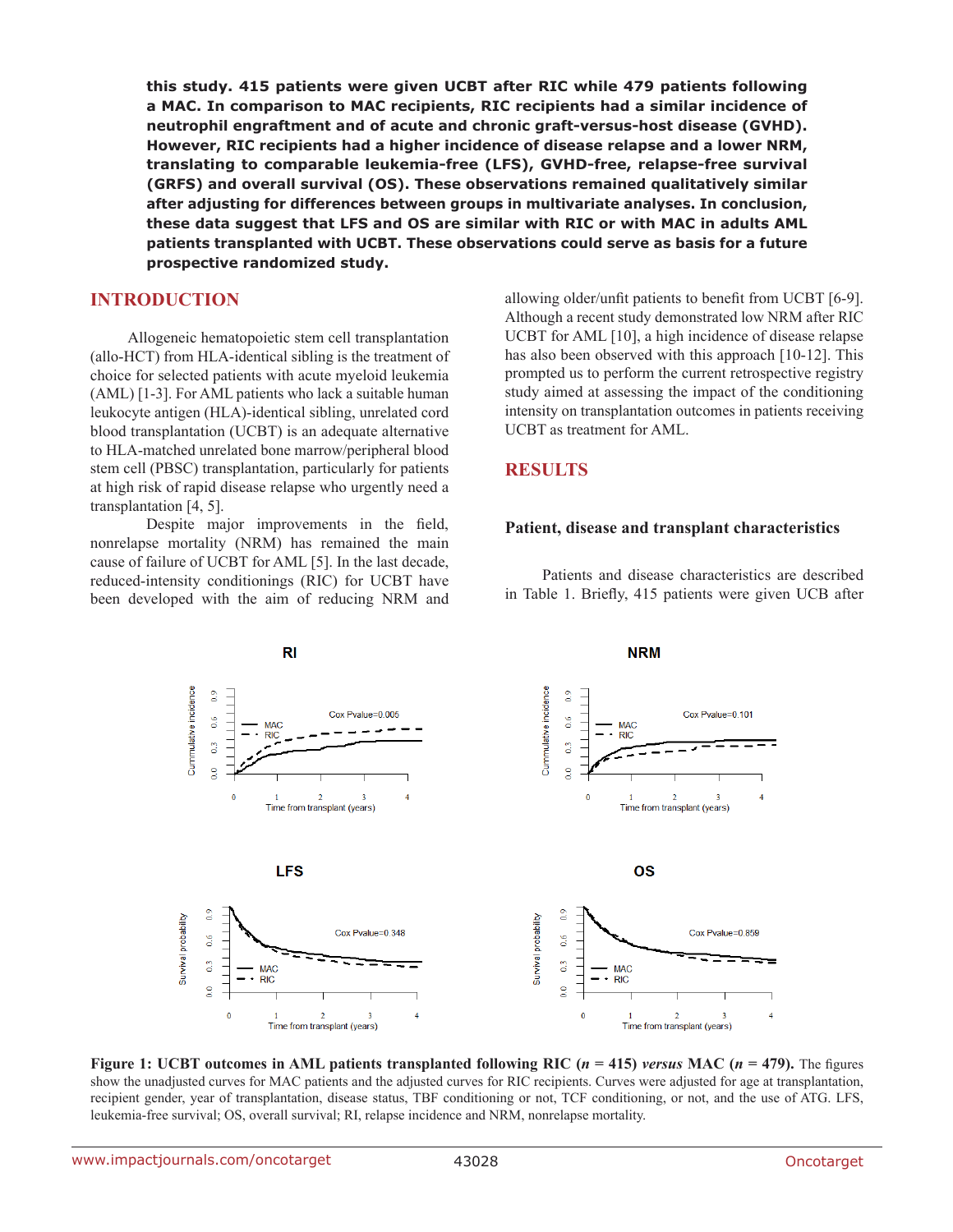**this study. 415 patients were given UCBT after RIC while 479 patients following a MAC. In comparison to MAC recipients, RIC recipients had a similar incidence of neutrophil engraftment and of acute and chronic graft-versus-host disease (GVHD). However, RIC recipients had a higher incidence of disease relapse and a lower NRM, translating to comparable leukemia-free (LFS), GVHD-free, relapse-free survival (GRFS) and overall survival (OS). These observations remained qualitatively similar after adjusting for differences between groups in multivariate analyses. In conclusion, these data suggest that LFS and OS are similar with RIC or with MAC in adults AML patients transplanted with UCBT. These observations could serve as basis for a future prospective randomized study.**

## INTRODUCTION

Allogeneic hematopoietic stem cell transplantation (allo-HCT) from HLA-identical sibling is the treatment of choice for selected patients with acute myeloid leukemia (AML) [1-3]. For AML patients who lack a suitable human leukocyte antigen (HLA)-identical sibling, unrelated cord blood transplantation (UCBT) is an adequate alternative to HLA-matched unrelated bone marrow/peripheral blood stem cell (PBSC) transplantation, particularly for patients at high risk of rapid disease relapse who urgently need a transplantation [4, 5].

Despite major improvements in the field, nonrelapse mortality (NRM) has remained the main cause of failure of UCBT for AML [5]. In the last decade, reduced-intensity conditionings (RIC) for UCBT have been developed with the aim of reducing NRM and allowing older/unfit patients to benefit from UCBT [6-9]. Although a recent study demonstrated low NRM after RIC UCBT for AML [10], a high incidence of disease relapse has also been observed with this approach [10-12]. This prompted us to perform the current retrospective registry study aimed at assessing the impact of the conditioning intensity on transplantation outcomes in patients receiving UCBT as treatment for AML.

## RESULTS

### Patient, disease and transplant characteristics

Patients and disease characteristics are described in Table 1. Briefly, 415 patients were given UCB after

**Figure 1: UCBT outcomes in AML patients transplanted following RIC (*n* = 415) *versus* MAC (*n* = 479).** The figures show the unadjusted curves for MAC patients and the adjusted curves for RIC recipients. Curves were adjusted for age at transplantation, recipient gender, year of transplantation, disease status, TBF conditioning or not, TCF conditioning, or not, and the use of ATG. LFS, leukemia-free survival; OS, overall survival; RI, relapse incidence and NRM, nonrelapse mortality.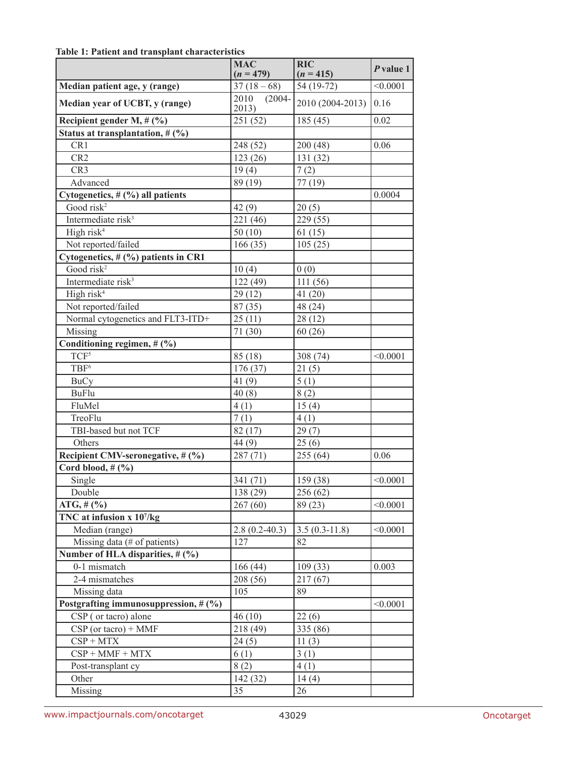**Table 1: Patient and transplant characteristics**

| | MAC ($n$ = 479) | RIC ($n$ = 415) | $P$ value 1 |
|---|---|---|---|
| **Median patient age, y (range)** | 37 (18 – 68) | 54 (19-72) | <0.0001 |
| **Median year of UCBT, y (range)** | 2010 (2004-2013) | 2010 (2004-2013) | 0.16 |
| **Recipient gender M, # (%)** | 251 (52) | 185 (45) | 0.02 |
| **Status at transplantation, # (%)** | | | |
| CR1 | 248 (52) | 200 (48) | 0.06 |
| CR2 | 123 (26) | 131 (32) | |
| CR3 | 19 (4) | 7 (2) | |
| Advanced | 89 (19) | 77 (19) | |
| **Cytogenetics, # (%) all patients** | | | 0.0004 |
| Good risk[2] | 42 (9) | 20 (5) | |
| Intermediate risk[3] | 221 (46) | 229 (55) | |
| High risk[4] | 50 (10) | 61 (15) | |
| Not reported/failed | 166 (35) | 105 (25) | |
| **Cytogenetics, # (%) patients in CR1** | | | |
| Good risk[2] | 10 (4) | 0 (0) | |
| Intermediate risk[3] | 122 (49) | 111 (56) | |
| High risk[4] | 29 (12) | 41 (20) | |
| Not reported/failed | 87 (35) | 48 (24) | |
| Normal cytogenetics and FLT3-ITD+ | 25 (11) | 28 (12) | |
| Missing | 71 (30) | 60 (26) | |
| **Conditioning regimen, # (%)** | | | |
| TCF[5] | 85 (18) | 308 (74) | <0.0001 |
| TBF[6] | 176 (37) | 21 (5) | |
| BuCy | 41 (9) | 5 (1) | |
| BuFlu | 40 (8) | 8 (2) | |
| FluMel | 4 (1) | 15 (4) | |
| TreoFlu | 7 (1) | 4 (1) | |
| TBI-based but not TCF | 82 (17) | 29 (7) | |
| Others | 44 (9) | 25 (6) | |
| **Recipient CMV-seronegative, # (%)** | 287 (71) | 255 (64) | 0.06 |
| **Cord blood, # (%)** | | | |
| Single | 341 (71) | 159 (38) | <0.0001 |
| Double | 138 (29) | 256 (62) | |
| **ATG, # (%)** | 267 (60) | 89 (23) | <0.0001 |
| **TNC at infusion x $10^7$/kg** | | | |
| Median (range) | 2.8 (0.2-40.3) | 3.5 (0.3-11.8) | <0.0001 |
| Missing data (# of patients) | 127 | 82 | |
| **Number of HLA disparities, # (%)** | | | |
| 0-1 mismatch | 166 (44) | 109 (33) | 0.003 |
| 2-4 mismatches | 208 (56) | 217 (67) | |
| Missing data | 105 | 89 | |
| **Postgrafting immunosuppression, # (%)** | | | <0.0001 |
| CSP ( or tacro) alone | 46 (10) | 22 (6) | |
| CSP (or tacro) + MMF | 218 (49) | 335 (86) | |
| CSP + MTX | 24 (5) | 11 (3) | |
| CSP + MMF + MTX | 6 (1) | 3 (1) | |
| Post-transplant cy | 8 (2) | 4 (1) | |
| Other | 142 (32) | 14 (4) | |
| Missing | 35 | 26 | |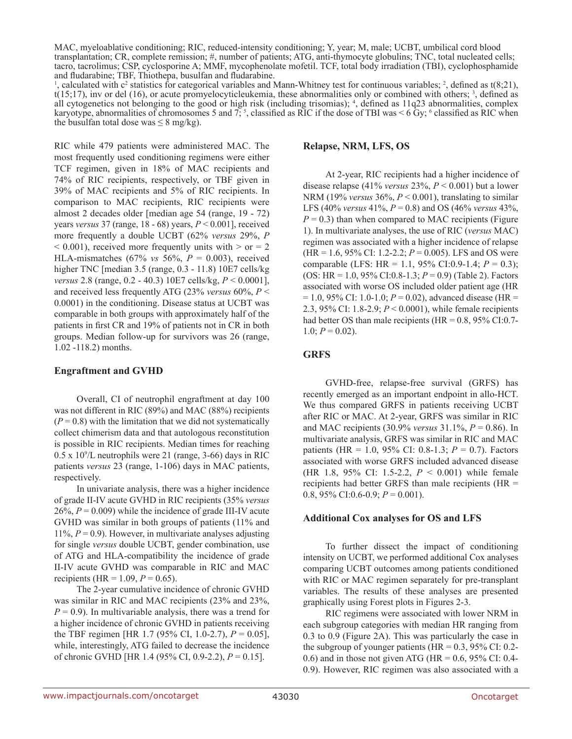MAC, myeloablative conditioning; RIC, reduced-intensity conditioning; Y, year; M, male; UCBT, umbilical cord blood transplantation; CR, complete remission; #, number of patients; ATG, anti-thymocyte globulins; TNC, total nucleated cells; tacro, tacrolimus; CSP, cyclosporine A; MMF, mycophenolate mofetil. TCF, total body irradiation (TBI), cyclophosphamide and fludarabine; TBF, Thiothepa, busulfan and fludarabine.

[1], calculated with $c^2$ statistics for categorical variables and Mann-Whitney test for continuous variables; [2], defined as t(8;21), t(15;17), inv or del (16), or acute promyelocyticleukemia, these abnormalities only or combined with others; [3], defined as all cytogenetics not belonging to the good or high risk (including trisomias); [4], defined as 11q23 abnormalities, complex karyotype, abnormalities of chromosomes 5 and 7; [5], classified as RIC if the dose of TBI was < 6 Gy; [6] classified as RIC when the busulfan total dose was ≤ 8 mg/kg).

RIC while 479 patients were administered MAC. The most frequently used conditioning regimens were either TCF regimen, given in 18% of MAC recipients and 74% of RIC recipients, respectively, or TBF given in 39% of MAC recipients and 5% of RIC recipients. In comparison to MAC recipients, RIC recipients were almost 2 decades older [median age 54 (range, 19 - 72) years *versus* 37 (range, 18 - 68) years, $P < 0.001$], received more frequently a double UCBT (62% *versus* 29%, $P < 0.001$), received more frequently units with > or = 2 HLA-mismatches (67% *vs* 56%, $P = 0.003$), received higher TNC [median 3.5 (range, 0.3 - 11.8) 10E7 cells/kg *versus* 2.8 (range, 0.2 - 40.3) 10E7 cells/kg, $P < 0.0001$], and received less frequently ATG (23% *versus* 60%, $P < 0.0001$) in the conditioning. Disease status at UCBT was comparable in both groups with approximately half of the patients in first CR and 19% of patients not in CR in both groups. Median follow-up for survivors was 26 (range, 1.02 -118.2) months.

## Engraftment and GVHD

Overall, CI of neutrophil engraftment at day 100 was not different in RIC (89%) and MAC (88%) recipients ($P = 0.8$) with the limitation that we did not systematically collect chimerism data and that autologous reconstitution is possible in RIC recipients. Median times for reaching $0.5 \times 10^9$/L neutrophils were 21 (range, 3-66) days in RIC patients *versus* 23 (range, 1-106) days in MAC patients, respectively.

In univariate analysis, there was a higher incidence of grade II-IV acute GVHD in RIC recipients (35% *versus* 26%, $P = 0.009$) while the incidence of grade III-IV acute GVHD was similar in both groups of patients (11% and 11%, $P = 0.9$). However, in multivariate analyses adjusting for single *versus* double UCBT, gender combination, use of ATG and HLA-compatibility the incidence of grade II-IV acute GVHD was comparable in RIC and MAC recipients (HR = 1.09, $P = 0.65$).

The 2-year cumulative incidence of chronic GVHD was similar in RIC and MAC recipients (23% and 23%, $P = 0.9$). In multivariable analysis, there was a trend for a higher incidence of chronic GVHD in patients receiving the TBF regimen [HR 1.7 (95% CI, 1.0-2.7), $P = 0.05$], while, interestingly, ATG failed to decrease the incidence of chronic GVHD [HR 1.4 (95% CI, 0.9-2.2), $P = 0.15$].

## Relapse, NRM, LFS, OS

At 2-year, RIC recipients had a higher incidence of disease relapse (41% *versus* 23%, $P < 0.001$) but a lower NRM (19% *versus* 36%, $P < 0.001$), translating to similar LFS (40% *versus* 41%, $P = 0.8$) and OS (46% *versus* 43%, $P = 0.3$) than when compared to MAC recipients (Figure 1). In multivariate analyses, the use of RIC (*versus* MAC) regimen was associated with a higher incidence of relapse (HR = 1.6, 95% CI: 1.2-2.2; $P = 0.005$). LFS and OS were comparable (LFS: HR = 1.1, 95% CI:0.9-1.4; $P = 0.3$); (OS: HR = 1.0, 95% CI:0.8-1.3; $P = 0.9$) (Table 2). Factors associated with worse OS included older patient age (HR = 1.0, 95% CI: 1.0-1.0; $P = 0.02$), advanced disease (HR = 2.3, 95% CI: 1.8-2.9; $P < 0.0001$), while female recipients had better OS than male recipients (HR = 0.8, 95% CI:0.7-1.0; $P = 0.02$).

## GRFS

GVHD-free, relapse-free survival (GRFS) has recently emerged as an important endpoint in allo-HCT. We thus compared GRFS in patients receiving UCBT after RIC or MAC. At 2-year, GRFS was similar in RIC and MAC recipients (30.9% *versus* 31.1%, $P = 0.86$). In multivariate analysis, GRFS was similar in RIC and MAC patients (HR = 1.0, 95% CI: 0.8-1.3; $P = 0.7$). Factors associated with worse GRFS included advanced disease (HR 1.8, 95% CI: 1.5-2.2, $P < 0.001$) while female recipients had better GRFS than male recipients (HR = 0.8, 95% CI:0.6-0.9; $P = 0.001$).

## Additional Cox analyses for OS and LFS

To further dissect the impact of conditioning intensity on UCBT, we performed additional Cox analyses comparing UCBT outcomes among patients conditioned with RIC or MAC regimen separately for pre-transplant variables. The results of these analyses are presented graphically using Forest plots in Figures 2-3.

RIC regimens were associated with lower NRM in each subgroup categories with median HR ranging from 0.3 to 0.9 (Figure 2A). This was particularly the case in the subgroup of younger patients (HR = 0.3, 95% CI: 0.2-0.6) and in those not given ATG (HR = 0.6, 95% CI: 0.4-0.9). However, RIC regimen was also associated with a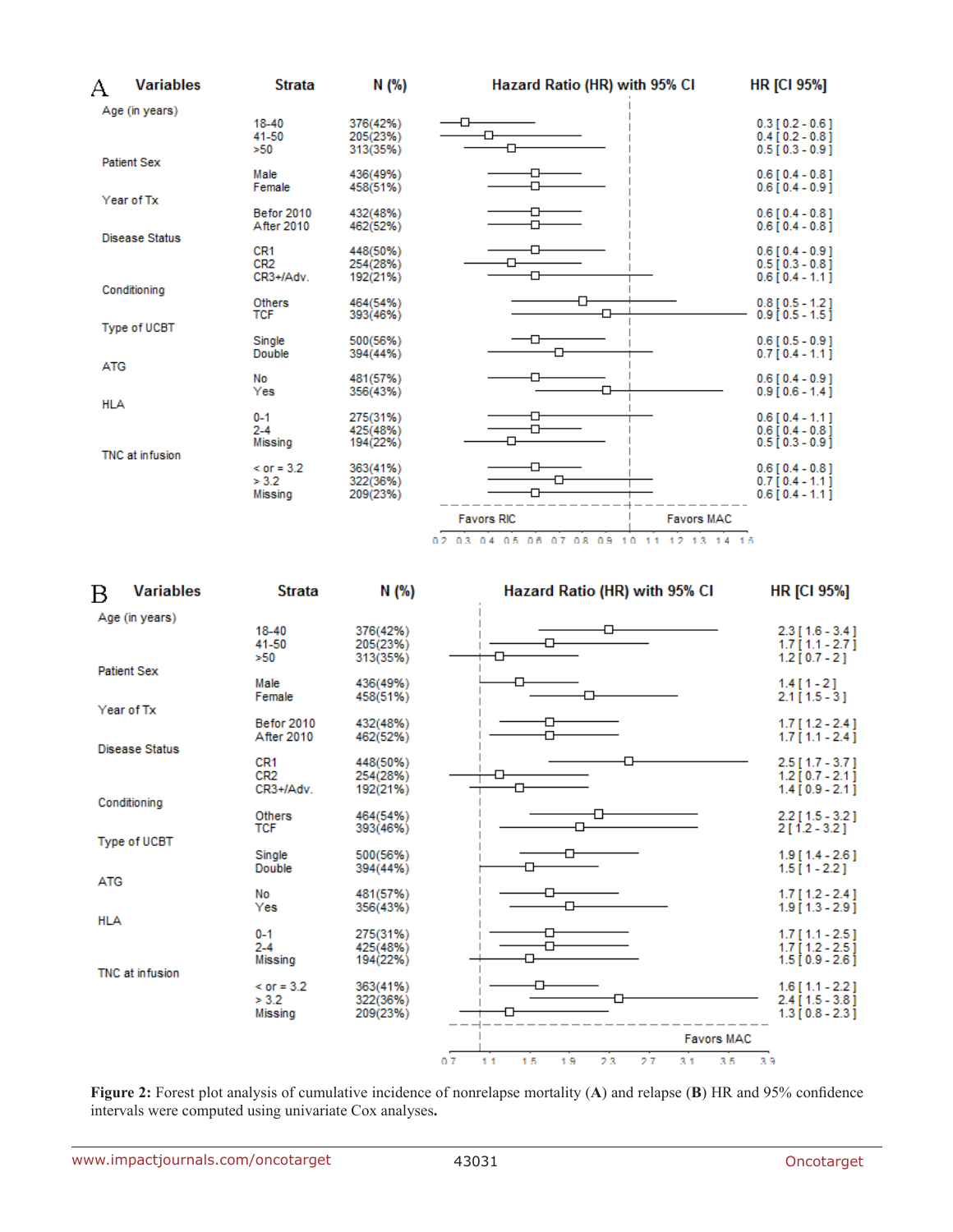**A**

| Variables | Strata | N (%) | HR [CI 95%] |
|---|---|---|---|
| Age (in years) | 18-40 | 376(42%) | 0.3 [ 0.2 - 0.6 ] |
| | 41-50 | 205(23%) | 0.4 [ 0.2 - 0.8 ] |
| | >50 | 313(35%) | 0.5 [ 0.3 - 0.9 ] |
| Patient Sex | Male | 436(49%) | 0.6 [ 0.4 - 0.8 ] |
| | Female | 458(51%) | 0.6 [ 0.4 - 0.9 ] |
| Year of Tx | Befor 2010 | 432(48%) | 0.6 [ 0.4 - 0.8 ] |
| | After 2010 | 462(52%) | 0.6 [ 0.4 - 0.8 ] |
| Disease Status | CR1 | 448(50%) | 0.6 [ 0.4 - 0.9 ] |
| | CR2 | 254(28%) | 0.5 [ 0.3 - 0.8 ] |
| | CR3+/Adv. | 192(21%) | 0.6 [ 0.4 - 1.1 ] |
| Conditioning | Others | 464(54%) | 0.8 [ 0.5 - 1.2 ] |
| | TCF | 393(46%) | 0.9 [ 0.5 - 1.5 ] |
| Type of UCBT | Single | 500(56%) | 0.6 [ 0.5 - 0.9 ] |
| | Double | 394(44%) | 0.7 [ 0.4 - 1.1 ] |
| ATG | No | 481(57%) | 0.6 [ 0.4 - 0.9 ] |
| | Yes | 356(43%) | 0.9 [ 0.6 - 1.4 ] |
| HLA | 0-1 | 275(31%) | 0.6 [ 0.4 - 1.1 ] |
| | 2-4 | 425(48%) | 0.6 [ 0.4 - 0.8 ] |
| | Missing | 194(22%) | 0.5 [ 0.3 - 0.9 ] |
| TNC at infusion | < or = 3.2 | 363(41%) | 0.6 [ 0.4 - 0.8 ] |
| | > 3.2 | 322(36%) | 0.7 [ 0.4 - 1.1 ] |
| | Missing | 209(23%) | 0.6 [ 0.4 - 1.1 ] |

Hazard Ratio (HR) with 95% CI — Favors RIC / Favors MAC

**B**

| Variables | Strata | N (%) | HR [CI 95%] |
|---|---|---|---|
| Age (in years) | 18-40 | 376(42%) | 2.3 [ 1.6 - 3.4 ] |
| | 41-50 | 205(23%) | 1.7 [ 1.1 - 2.7 ] |
| | >50 | 313(35%) | 1.2 [ 0.7 - 2 ] |
| Patient Sex | Male | 436(49%) | 1.4 [ 1 - 2 ] |
| | Female | 458(51%) | 2.1 [ 1.5 - 3 ] |
| Year of Tx | Befor 2010 | 432(48%) | 1.7 [ 1.2 - 2.4 ] |
| | After 2010 | 462(52%) | 1.7 [ 1.1 - 2.4 ] |
| Disease Status | CR1 | 448(50%) | 2.5 [ 1.7 - 3.7 ] |
| | CR2 | 254(28%) | 1.2 [ 0.7 - 2.1 ] |
| | CR3+/Adv. | 192(21%) | 1.4 [ 0.9 - 2.1 ] |
| Conditioning | Others | 464(54%) | 2.2 [ 1.5 - 3.2 ] |
| | TCF | 393(46%) | 2 [ 1.2 - 3.2 ] |
| Type of UCBT | Single | 500(56%) | 1.9 [ 1.4 - 2.6 ] |
| | Double | 394(44%) | 1.5 [ 1 - 2.2 ] |
| ATG | No | 481(57%) | 1.7 [ 1.2 - 2.4 ] |
| | Yes | 356(43%) | 1.9 [ 1.3 - 2.9 ] |
| HLA | 0-1 | 275(31%) | 1.7 [ 1.1 - 2.5 ] |
| | 2-4 | 425(48%) | 1.7 [ 1.2 - 2.5 ] |
| | Missing | 194(22%) | 1.5 [ 0.9 - 2.6 ] |
| TNC at infusion | < or = 3.2 | 363(41%) | 1.6 [ 1.1 - 2.2 ] |
| | > 3.2 | 322(36%) | 2.4 [ 1.5 - 3.8 ] |
| | Missing | 209(23%) | 1.3 [ 0.8 - 2.3 ] |

Hazard Ratio (HR) with 95% CI — Favors MAC

**Figure 2:** Forest plot analysis of cumulative incidence of nonrelapse mortality (**A**) and relapse (**B**) HR and 95% confidence intervals were computed using univariate Cox analyses**.**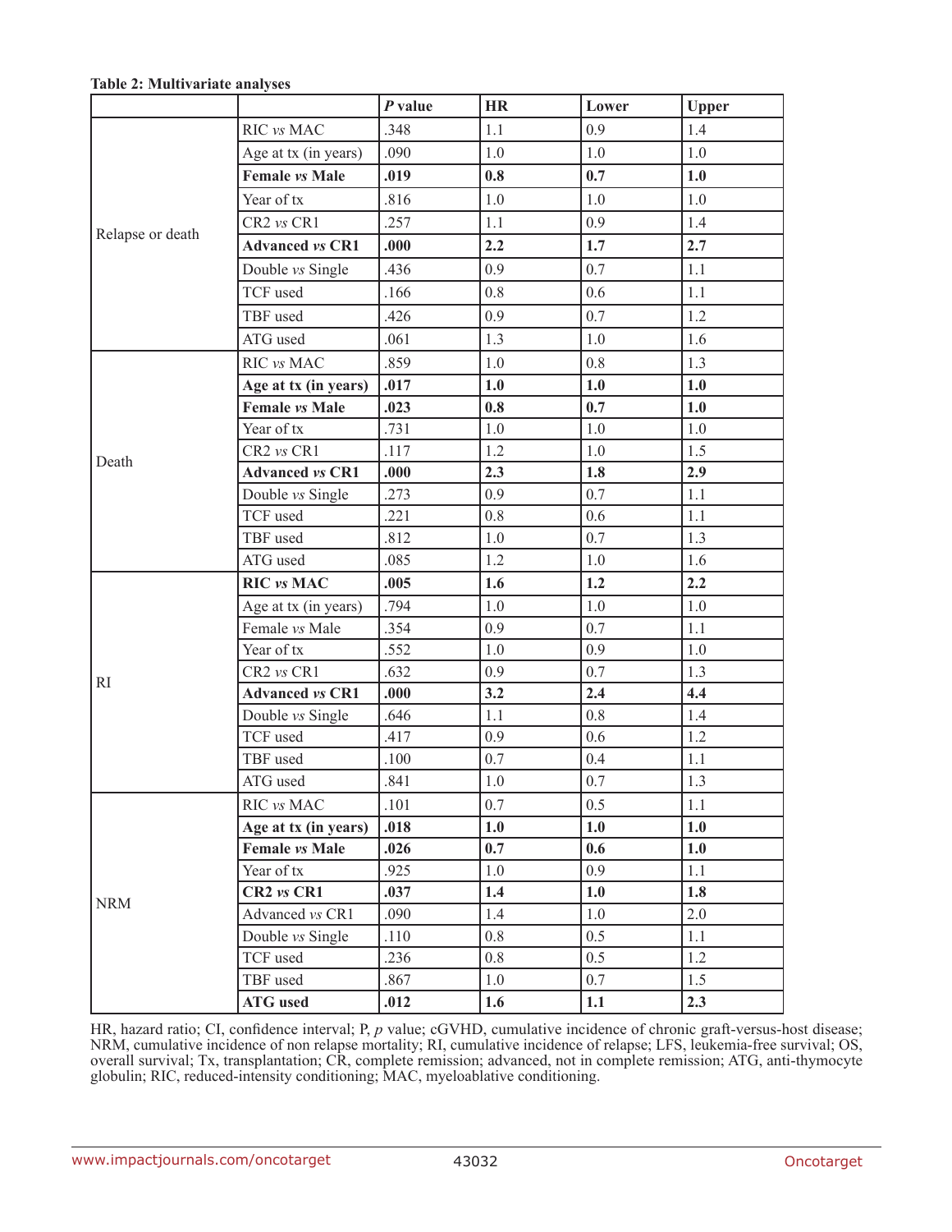**Table 2: Multivariate analyses**

| | | *P* value | HR | Lower | Upper |
|---|---|---|---|---|---|
| Relapse or death | RIC *vs* MAC | .348 | 1.1 | 0.9 | 1.4 |
| | Age at tx (in years) | .090 | 1.0 | 1.0 | 1.0 |
| | **Female *vs* Male** | **.019** | **0.8** | **0.7** | **1.0** |
| | Year of tx | .816 | 1.0 | 1.0 | 1.0 |
| | CR2 *vs* CR1 | .257 | 1.1 | 0.9 | 1.4 |
| | **Advanced *vs* CR1** | **.000** | **2.2** | **1.7** | **2.7** |
| | Double *vs* Single | .436 | 0.9 | 0.7 | 1.1 |
| | TCF used | .166 | 0.8 | 0.6 | 1.1 |
| | TBF used | .426 | 0.9 | 0.7 | 1.2 |
| | ATG used | .061 | 1.3 | 1.0 | 1.6 |
| Death | RIC *vs* MAC | .859 | 1.0 | 0.8 | 1.3 |
| | **Age at tx (in years)** | **.017** | **1.0** | **1.0** | **1.0** |
| | **Female *vs* Male** | **.023** | **0.8** | **0.7** | **1.0** |
| | Year of tx | .731 | 1.0 | 1.0 | 1.0 |
| | CR2 *vs* CR1 | .117 | 1.2 | 1.0 | 1.5 |
| | **Advanced *vs* CR1** | **.000** | **2.3** | **1.8** | **2.9** |
| | Double *vs* Single | .273 | 0.9 | 0.7 | 1.1 |
| | TCF used | .221 | 0.8 | 0.6 | 1.1 |
| | TBF used | .812 | 1.0 | 0.7 | 1.3 |
| | ATG used | .085 | 1.2 | 1.0 | 1.6 |
| RI | **RIC *vs* MAC** | **.005** | **1.6** | **1.2** | **2.2** |
| | Age at tx (in years) | .794 | 1.0 | 1.0 | 1.0 |
| | Female *vs* Male | .354 | 0.9 | 0.7 | 1.1 |
| | Year of tx | .552 | 1.0 | 0.9 | 1.0 |
| | CR2 *vs* CR1 | .632 | 0.9 | 0.7 | 1.3 |
| | **Advanced *vs* CR1** | **.000** | **3.2** | **2.4** | **4.4** |
| | Double *vs* Single | .646 | 1.1 | 0.8 | 1.4 |
| | TCF used | .417 | 0.9 | 0.6 | 1.2 |
| | TBF used | .100 | 0.7 | 0.4 | 1.1 |
| | ATG used | .841 | 1.0 | 0.7 | 1.3 |
| NRM | RIC *vs* MAC | .101 | 0.7 | 0.5 | 1.1 |
| | **Age at tx (in years)** | **.018** | **1.0** | **1.0** | **1.0** |
| | **Female *vs* Male** | **.026** | **0.7** | **0.6** | **1.0** |
| | Year of tx | .925 | 1.0 | 0.9 | 1.1 |
| | **CR2 *vs* CR1** | **.037** | **1.4** | **1.0** | **1.8** |
| | Advanced *vs* CR1 | .090 | 1.4 | 1.0 | 2.0 |
| | Double *vs* Single | .110 | 0.8 | 0.5 | 1.1 |
| | TCF used | .236 | 0.8 | 0.5 | 1.2 |
| | TBF used | .867 | 1.0 | 0.7 | 1.5 |
| | **ATG used** | **.012** | **1.6** | **1.1** | **2.3** |

HR, hazard ratio; CI, confidence interval; P, *p* value; cGVHD, cumulative incidence of chronic graft-versus-host disease; NRM, cumulative incidence of non relapse mortality; RI, cumulative incidence of relapse; LFS, leukemia-free survival; OS, overall survival; Tx, transplantation; CR, complete remission; advanced, not in complete remission; ATG, anti-thymocyte globulin; RIC, reduced-intensity conditioning; MAC, myeloablative conditioning.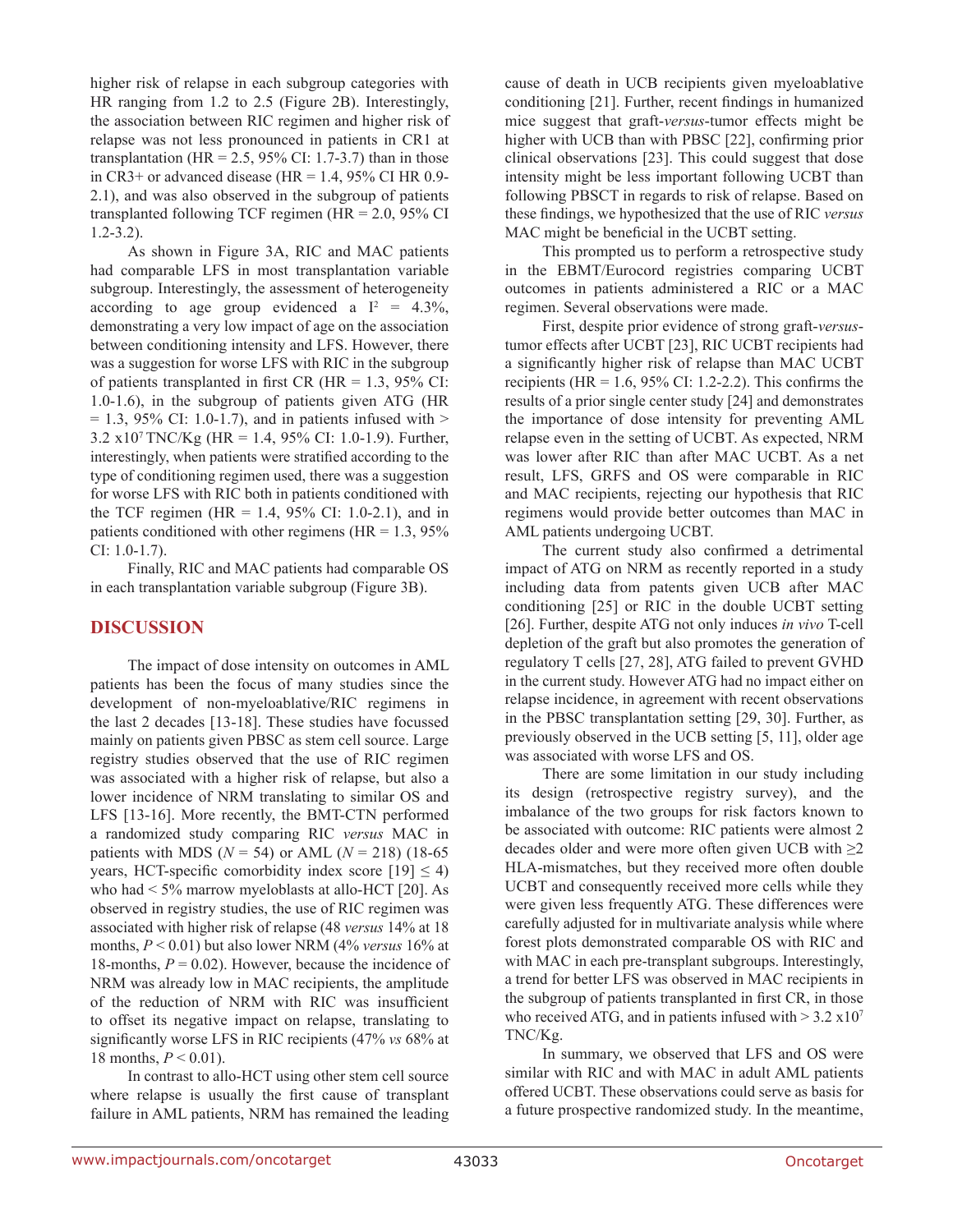higher risk of relapse in each subgroup categories with HR ranging from 1.2 to 2.5 (Figure 2B). Interestingly, the association between RIC regimen and higher risk of relapse was not less pronounced in patients in CR1 at transplantation (HR = 2.5, 95% CI: 1.7-3.7) than in those in CR3+ or advanced disease (HR = 1.4, 95% CI HR 0.9-2.1), and was also observed in the subgroup of patients transplanted following TCF regimen (HR = 2.0, 95% CI 1.2-3.2).

As shown in Figure 3A, RIC and MAC patients had comparable LFS in most transplantation variable subgroup. Interestingly, the assessment of heterogeneity according to age group evidenced a $I^2$ = 4.3%, demonstrating a very low impact of age on the association between conditioning intensity and LFS. However, there was a suggestion for worse LFS with RIC in the subgroup of patients transplanted in first CR (HR = 1.3, 95% CI: 1.0-1.6), in the subgroup of patients given ATG (HR = 1.3, 95% CI: 1.0-1.7), and in patients infused with > 3.2 x$10^7$ TNC/Kg (HR = 1.4, 95% CI: 1.0-1.9). Further, interestingly, when patients were stratified according to the type of conditioning regimen used, there was a suggestion for worse LFS with RIC both in patients conditioned with the TCF regimen (HR = 1.4, 95% CI: 1.0-2.1), and in patients conditioned with other regimens (HR = 1.3, 95% CI: 1.0-1.7).

Finally, RIC and MAC patients had comparable OS in each transplantation variable subgroup (Figure 3B).

## DISCUSSION

The impact of dose intensity on outcomes in AML patients has been the focus of many studies since the development of non-myeloablative/RIC regimens in the last 2 decades [13-18]. These studies have focussed mainly on patients given PBSC as stem cell source. Large registry studies observed that the use of RIC regimen was associated with a higher risk of relapse, but also a lower incidence of NRM translating to similar OS and LFS [13-16]. More recently, the BMT-CTN performed a randomized study comparing RIC *versus* MAC in patients with MDS ($N$ = 54) or AML ($N$ = 218) (18-65 years, HCT-specific comorbidity index score [19] ≤ 4) who had < 5% marrow myeloblasts at allo-HCT [20]. As observed in registry studies, the use of RIC regimen was associated with higher risk of relapse (48 *versus* 14% at 18 months, $P$ < 0.01) but also lower NRM (4% *versus* 16% at 18-months, $P$ = 0.02). However, because the incidence of NRM was already low in MAC recipients, the amplitude of the reduction of NRM with RIC was insufficient to offset its negative impact on relapse, translating to significantly worse LFS in RIC recipients (47% *vs* 68% at 18 months, $P$ < 0.01).

In contrast to allo-HCT using other stem cell source where relapse is usually the first cause of transplant failure in AML patients, NRM has remained the leading cause of death in UCB recipients given myeloablative conditioning [21]. Further, recent findings in humanized mice suggest that graft-*versus*-tumor effects might be higher with UCB than with PBSC [22], confirming prior clinical observations [23]. This could suggest that dose intensity might be less important following UCBT than following PBSCT in regards to risk of relapse. Based on these findings, we hypothesized that the use of RIC *versus* MAC might be beneficial in the UCBT setting.

This prompted us to perform a retrospective study in the EBMT/Eurocord registries comparing UCBT outcomes in patients administered a RIC or a MAC regimen. Several observations were made.

First, despite prior evidence of strong graft-*versus*-tumor effects after UCBT [23], RIC UCBT recipients had a significantly higher risk of relapse than MAC UCBT recipients (HR = 1.6, 95% CI: 1.2-2.2). This confirms the results of a prior single center study [24] and demonstrates the importance of dose intensity for preventing AML relapse even in the setting of UCBT. As expected, NRM was lower after RIC than after MAC UCBT. As a net result, LFS, GRFS and OS were comparable in RIC and MAC recipients, rejecting our hypothesis that RIC regimens would provide better outcomes than MAC in AML patients undergoing UCBT.

The current study also confirmed a detrimental impact of ATG on NRM as recently reported in a study including data from patents given UCB after MAC conditioning [25] or RIC in the double UCBT setting [26]. Further, despite ATG not only induces *in vivo* T-cell depletion of the graft but also promotes the generation of regulatory T cells [27, 28], ATG failed to prevent GVHD in the current study. However ATG had no impact either on relapse incidence, in agreement with recent observations in the PBSC transplantation setting [29, 30]. Further, as previously observed in the UCB setting [5, 11], older age was associated with worse LFS and OS.

There are some limitation in our study including its design (retrospective registry survey), and the imbalance of the two groups for risk factors known to be associated with outcome: RIC patients were almost 2 decades older and were more often given UCB with ≥2 HLA-mismatches, but they received more often double UCBT and consequently received more cells while they were given less frequently ATG. These differences were carefully adjusted for in multivariate analysis while where forest plots demonstrated comparable OS with RIC and with MAC in each pre-transplant subgroups. Interestingly, a trend for better LFS was observed in MAC recipients in the subgroup of patients transplanted in first CR, in those who received ATG, and in patients infused with > 3.2 x$10^7$ TNC/Kg.

In summary, we observed that LFS and OS were similar with RIC and with MAC in adult AML patients offered UCBT. These observations could serve as basis for a future prospective randomized study. In the meantime,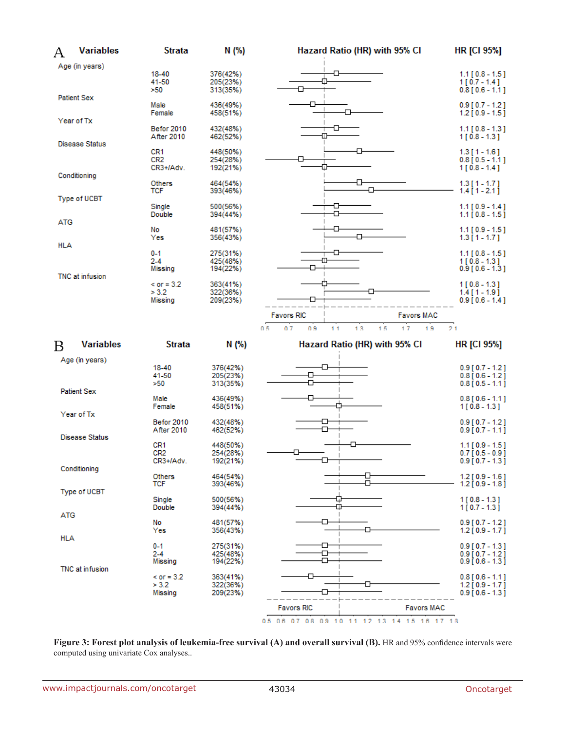**A**

| Variables | Strata | N (%) | HR [CI 95%] |
|---|---|---|---|
| Age (in years) | 18-40 | 376(42%) | 1.1 [ 0.8 - 1.5 ] |
| | 41-50 | 205(23%) | 1 [ 0.7 - 1.4 ] |
| | >50 | 313(35%) | 0.8 [ 0.6 - 1.1 ] |
| Patient Sex | Male | 436(49%) | 0.9 [ 0.7 - 1.2 ] |
| | Female | 458(51%) | 1.2 [ 0.9 - 1.5 ] |
| Year of Tx | Befor 2010 | 432(48%) | 1.1 [ 0.8 - 1.3 ] |
| | After 2010 | 462(52%) | 1 [ 0.8 - 1.3 ] |
| Disease Status | CR1 | 448(50%) | 1.3 [ 1 - 1.6 ] |
| | CR2 | 254(28%) | 0.8 [ 0.5 - 1.1 ] |
| | CR3+/Adv. | 192(21%) | 1 [ 0.8 - 1.4 ] |
| Conditioning | Others | 464(54%) | 1.3 [ 1 - 1.7 ] |
| | TCF | 393(46%) | 1.4 [ 1 - 2.1 ] |
| Type of UCBT | Single | 500(56%) | 1.1 [ 0.9 - 1.4 ] |
| | Double | 394(44%) | 1.1 [ 0.8 - 1.5 ] |
| ATG | No | 481(57%) | 1.1 [ 0.9 - 1.5 ] |
| | Yes | 356(43%) | 1.3 [ 1 - 1.7 ] |
| HLA | 0-1 | 275(31%) | 1.1 [ 0.8 - 1.5 ] |
| | 2-4 | 425(48%) | 1 [ 0.8 - 1.3 ] |
| | Missing | 194(22%) | 0.9 [ 0.6 - 1.3 ] |
| TNC at infusion | < or = 3.2 | 363(41%) | 1 [ 0.8 - 1.3 ] |
| | > 3.2 | 322(36%) | 1.4 [ 1 - 1.9 ] |
| | Missing | 209(23%) | 0.9 [ 0.6 - 1.4 ] |

Hazard Ratio (HR) with 95% CI — Favors RIC / Favors MAC

**B**

| Variables | Strata | N (%) | HR [CI 95%] |
|---|---|---|---|
| Age (in years) | 18-40 | 376(42%) | 0.9 [ 0.7 - 1.2 ] |
| | 41-50 | 205(23%) | 0.8 [ 0.6 - 1.2 ] |
| | >50 | 313(35%) | 0.8 [ 0.5 - 1.1 ] |
| Patient Sex | Male | 436(49%) | 0.8 [ 0.6 - 1.1 ] |
| | Female | 458(51%) | 1 [ 0.8 - 1.3 ] |
| Year of Tx | Befor 2010 | 432(48%) | 0.9 [ 0.7 - 1.2 ] |
| | After 2010 | 462(52%) | 0.9 [ 0.7 - 1.1 ] |
| Disease Status | CR1 | 448(50%) | 1.1 [ 0.9 - 1.5 ] |
| | CR2 | 254(28%) | 0.7 [ 0.5 - 0.9 ] |
| | CR3+/Adv. | 192(21%) | 0.9 [ 0.7 - 1.3 ] |
| Conditioning | Others | 464(54%) | 1.2 [ 0.9 - 1.6 ] |
| | TCF | 393(46%) | 1.2 [ 0.9 - 1.8 ] |
| Type of UCBT | Single | 500(56%) | 1 [ 0.8 - 1.3 ] |
| | Double | 394(44%) | 1 [ 0.7 - 1.3 ] |
| ATG | No | 481(57%) | 0.9 [ 0.7 - 1.2 ] |
| | Yes | 356(43%) | 1.2 [ 0.9 - 1.7 ] |
| HLA | 0-1 | 275(31%) | 0.9 [ 0.7 - 1.3 ] |
| | 2-4 | 425(48%) | 0.9 [ 0.7 - 1.2 ] |
| | Missing | 194(22%) | 0.9 [ 0.6 - 1.3 ] |
| TNC at infusion | < or = 3.2 | 363(41%) | 0.8 [ 0.6 - 1.1 ] |
| | > 3.2 | 322(36%) | 1.2 [ 0.9 - 1.7 ] |
| | Missing | 209(23%) | 0.9 [ 0.6 - 1.3 ] |

Hazard Ratio (HR) with 95% CI — Favors RIC / Favors MAC

**Figure 3: Forest plot analysis of leukemia-free survival (A) and overall survival (B).** HR and 95% confidence intervals were computed using univariate Cox analyses..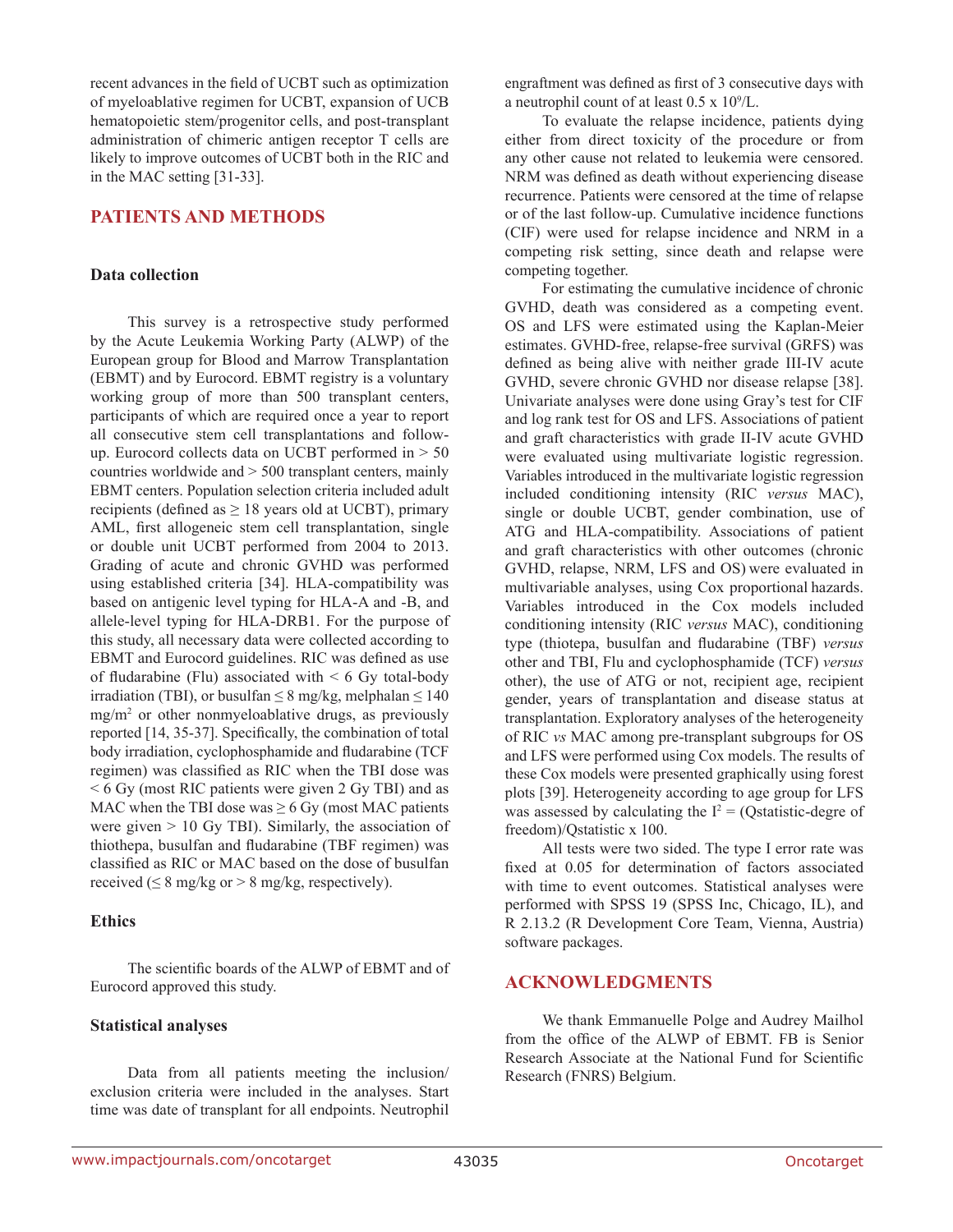recent advances in the field of UCBT such as optimization of myeloablative regimen for UCBT, expansion of UCB hematopoietic stem/progenitor cells, and post-transplant administration of chimeric antigen receptor T cells are likely to improve outcomes of UCBT both in the RIC and in the MAC setting [31-33].

## PATIENTS AND METHODS

### Data collection

This survey is a retrospective study performed by the Acute Leukemia Working Party (ALWP) of the European group for Blood and Marrow Transplantation (EBMT) and by Eurocord. EBMT registry is a voluntary working group of more than 500 transplant centers, participants of which are required once a year to report all consecutive stem cell transplantations and follow-up. Eurocord collects data on UCBT performed in > 50 countries worldwide and > 500 transplant centers, mainly EBMT centers. Population selection criteria included adult recipients (defined as ≥ 18 years old at UCBT), primary AML, first allogeneic stem cell transplantation, single or double unit UCBT performed from 2004 to 2013. Grading of acute and chronic GVHD was performed using established criteria [34]. HLA-compatibility was based on antigenic level typing for HLA-A and -B, and allele-level typing for HLA-DRB1. For the purpose of this study, all necessary data were collected according to EBMT and Eurocord guidelines. RIC was defined as use of fludarabine (Flu) associated with < 6 Gy total-body irradiation (TBI), or busulfan ≤ 8 mg/kg, melphalan ≤ 140 $mg/m^2$ or other nonmyeloablative drugs, as previously reported [14, 35-37]. Specifically, the combination of total body irradiation, cyclophosphamide and fludarabine (TCF regimen) was classified as RIC when the TBI dose was < 6 Gy (most RIC patients were given 2 Gy TBI) and as MAC when the TBI dose was ≥ 6 Gy (most MAC patients were given > 10 Gy TBI). Similarly, the association of thiothepa, busulfan and fludarabine (TBF regimen) was classified as RIC or MAC based on the dose of busulfan received (≤ 8 mg/kg or > 8 mg/kg, respectively).

### Ethics

The scientific boards of the ALWP of EBMT and of Eurocord approved this study.

### Statistical analyses

Data from all patients meeting the inclusion/exclusion criteria were included in the analyses. Start time was date of transplant for all endpoints. Neutrophil engraftment was defined as first of 3 consecutive days with a neutrophil count of at least 0.5 x $10^9$/L.

To evaluate the relapse incidence, patients dying either from direct toxicity of the procedure or from any other cause not related to leukemia were censored. NRM was defined as death without experiencing disease recurrence. Patients were censored at the time of relapse or of the last follow-up. Cumulative incidence functions (CIF) were used for relapse incidence and NRM in a competing risk setting, since death and relapse were competing together.

For estimating the cumulative incidence of chronic GVHD, death was considered as a competing event. OS and LFS were estimated using the Kaplan-Meier estimates. GVHD-free, relapse-free survival (GRFS) was defined as being alive with neither grade III-IV acute GVHD, severe chronic GVHD nor disease relapse [38]. Univariate analyses were done using Gray's test for CIF and log rank test for OS and LFS. Associations of patient and graft characteristics with grade II-IV acute GVHD were evaluated using multivariate logistic regression. Variables introduced in the multivariate logistic regression included conditioning intensity (RIC *versus* MAC), single or double UCBT, gender combination, use of ATG and HLA-compatibility. Associations of patient and graft characteristics with other outcomes (chronic GVHD, relapse, NRM, LFS and OS) were evaluated in multivariable analyses, using Cox proportional hazards. Variables introduced in the Cox models included conditioning intensity (RIC *versus* MAC), conditioning type (thiotepa, busulfan and fludarabine (TBF) *versus* other and TBI, Flu and cyclophosphamide (TCF) *versus* other), the use of ATG or not, recipient age, recipient gender, years of transplantation and disease status at transplantation. Exploratory analyses of the heterogeneity of RIC *vs* MAC among pre-transplant subgroups for OS and LFS were performed using Cox models. The results of these Cox models were presented graphically using forest plots [39]. Heterogeneity according to age group for LFS was assessed by calculating the $I^2$ = (Qstatistic-degre of freedom)/Qstatistic x 100.

All tests were two sided. The type I error rate was fixed at 0.05 for determination of factors associated with time to event outcomes. Statistical analyses were performed with SPSS 19 (SPSS Inc, Chicago, IL), and R 2.13.2 (R Development Core Team, Vienna, Austria) software packages.

## ACKNOWLEDGMENTS

We thank Emmanuelle Polge and Audrey Mailhol from the office of the ALWP of EBMT. FB is Senior Research Associate at the National Fund for Scientific Research (FNRS) Belgium.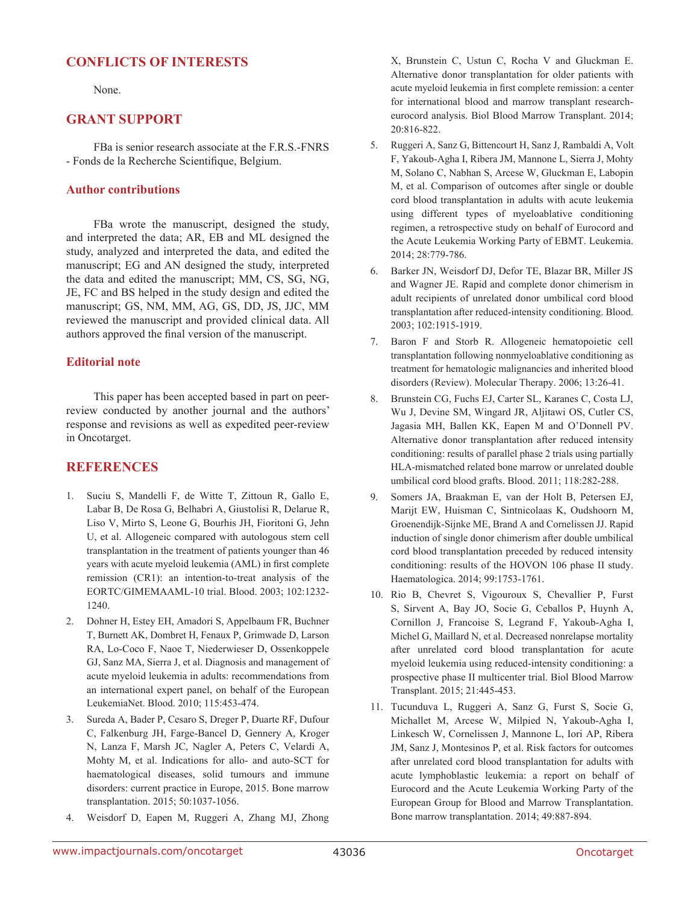## CONFLICTS OF INTERESTS

None.

## GRANT SUPPORT

FBa is senior research associate at the F.R.S.-FNRS - Fonds de la Recherche Scientifique, Belgium.

### Author contributions

FBa wrote the manuscript, designed the study, and interpreted the data; AR, EB and ML designed the study, analyzed and interpreted the data, and edited the manuscript; EG and AN designed the study, interpreted the data and edited the manuscript; MM, CS, SG, NG, JE, FC and BS helped in the study design and edited the manuscript; GS, NM, MM, AG, GS, DD, JS, JJC, MM reviewed the manuscript and provided clinical data. All authors approved the final version of the manuscript.

### Editorial note

This paper has been accepted based in part on peer-review conducted by another journal and the authors' response and revisions as well as expedited peer-review in Oncotarget.

## REFERENCES

1. Suciu S, Mandelli F, de Witte T, Zittoun R, Gallo E, Labar B, De Rosa G, Belhabri A, Giustolisi R, Delarue R, Liso V, Mirto S, Leone G, Bourhis JH, Fioritoni G, Jehn U, et al. Allogeneic compared with autologous stem cell transplantation in the treatment of patients younger than 46 years with acute myeloid leukemia (AML) in first complete remission (CR1): an intention-to-treat analysis of the EORTC/GIMEMAAML-10 trial. Blood. 2003; 102:1232-1240.
2. Dohner H, Estey EH, Amadori S, Appelbaum FR, Buchner T, Burnett AK, Dombret H, Fenaux P, Grimwade D, Larson RA, Lo-Coco F, Naoe T, Niederwieser D, Ossenkoppele GJ, Sanz MA, Sierra J, et al. Diagnosis and management of acute myeloid leukemia in adults: recommendations from an international expert panel, on behalf of the European LeukemiaNet. Blood. 2010; 115:453-474.
3. Sureda A, Bader P, Cesaro S, Dreger P, Duarte RF, Dufour C, Falkenburg JH, Farge-Bancel D, Gennery A, Kroger N, Lanza F, Marsh JC, Nagler A, Peters C, Velardi A, Mohty M, et al. Indications for allo- and auto-SCT for haematological diseases, solid tumours and immune disorders: current practice in Europe, 2015. Bone marrow transplantation. 2015; 50:1037-1056.
4. Weisdorf D, Eapen M, Ruggeri A, Zhang MJ, Zhong X, Brunstein C, Ustun C, Rocha V and Gluckman E. Alternative donor transplantation for older patients with acute myeloid leukemia in first complete remission: a center for international blood and marrow transplant research-eurocord analysis. Biol Blood Marrow Transplant. 2014; 20:816-822.
5. Ruggeri A, Sanz G, Bittencourt H, Sanz J, Rambaldi A, Volt F, Yakoub-Agha I, Ribera JM, Mannone L, Sierra J, Mohty M, Solano C, Nabhan S, Arcese W, Gluckman E, Labopin M, et al. Comparison of outcomes after single or double cord blood transplantation in adults with acute leukemia using different types of myeloablative conditioning regimen, a retrospective study on behalf of Eurocord and the Acute Leukemia Working Party of EBMT. Leukemia. 2014; 28:779-786.
6. Barker JN, Weisdorf DJ, Defor TE, Blazar BR, Miller JS and Wagner JE. Rapid and complete donor chimerism in adult recipients of unrelated donor umbilical cord blood transplantation after reduced-intensity conditioning. Blood. 2003; 102:1915-1919.
7. Baron F and Storb R. Allogeneic hematopoietic cell transplantation following nonmyeloablative conditioning as treatment for hematologic malignancies and inherited blood disorders (Review). Molecular Therapy. 2006; 13:26-41.
8. Brunstein CG, Fuchs EJ, Carter SL, Karanes C, Costa LJ, Wu J, Devine SM, Wingard JR, Aljitawi OS, Cutler CS, Jagasia MH, Ballen KK, Eapen M and O'Donnell PV. Alternative donor transplantation after reduced intensity conditioning: results of parallel phase 2 trials using partially HLA-mismatched related bone marrow or unrelated double umbilical cord blood grafts. Blood. 2011; 118:282-288.
9. Somers JA, Braakman E, van der Holt B, Petersen EJ, Marijt EW, Huisman C, Sintnicolaas K, Oudshoorn M, Groenendijk-Sijnke ME, Brand A and Cornelissen JJ. Rapid induction of single donor chimerism after double umbilical cord blood transplantation preceded by reduced intensity conditioning: results of the HOVON 106 phase II study. Haematologica. 2014; 99:1753-1761.
10. Rio B, Chevret S, Vigouroux S, Chevallier P, Furst S, Sirvent A, Bay JO, Socie G, Ceballos P, Huynh A, Cornillon J, Francoise S, Legrand F, Yakoub-Agha I, Michel G, Maillard N, et al. Decreased nonrelapse mortality after unrelated cord blood transplantation for acute myeloid leukemia using reduced-intensity conditioning: a prospective phase II multicenter trial. Biol Blood Marrow Transplant. 2015; 21:445-453.
11. Tucunduva L, Ruggeri A, Sanz G, Furst S, Socie G, Michallet M, Arcese W, Milpied N, Yakoub-Agha I, Linkesch W, Cornelissen J, Mannone L, Iori AP, Ribera JM, Sanz J, Montesinos P, et al. Risk factors for outcomes after unrelated cord blood transplantation for adults with acute lymphoblastic leukemia: a report on behalf of Eurocord and the Acute Leukemia Working Party of the European Group for Blood and Marrow Transplantation. Bone marrow transplantation. 2014; 49:887-894.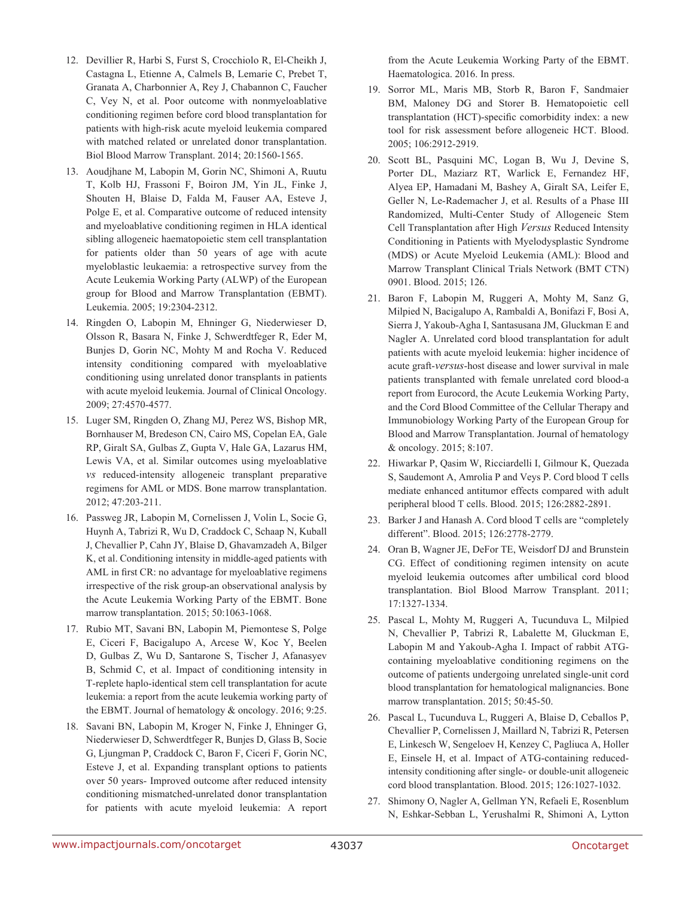12. Devillier R, Harbi S, Furst S, Crocchiolo R, El-Cheikh J, Castagna L, Etienne A, Calmels B, Lemarie C, Prebet T, Granata A, Charbonnier A, Rey J, Chabannon C, Faucher C, Vey N, et al. Poor outcome with nonmyeloablative conditioning regimen before cord blood transplantation for patients with high-risk acute myeloid leukemia compared with matched related or unrelated donor transplantation. Biol Blood Marrow Transplant. 2014; 20:1560-1565.

13. Aoudjhane M, Labopin M, Gorin NC, Shimoni A, Ruutu T, Kolb HJ, Frassoni F, Boiron JM, Yin JL, Finke J, Shouten H, Blaise D, Falda M, Fauser AA, Esteve J, Polge E, et al. Comparative outcome of reduced intensity and myeloablative conditioning regimen in HLA identical sibling allogeneic haematopoietic stem cell transplantation for patients older than 50 years of age with acute myeloblastic leukaemia: a retrospective survey from the Acute Leukemia Working Party (ALWP) of the European group for Blood and Marrow Transplantation (EBMT). Leukemia. 2005; 19:2304-2312.

14. Ringden O, Labopin M, Ehninger G, Niederwieser D, Olsson R, Basara N, Finke J, Schwerdtfeger R, Eder M, Bunjes D, Gorin NC, Mohty M and Rocha V. Reduced intensity conditioning compared with myeloablative conditioning using unrelated donor transplants in patients with acute myeloid leukemia. Journal of Clinical Oncology. 2009; 27:4570-4577.

15. Luger SM, Ringden O, Zhang MJ, Perez WS, Bishop MR, Bornhauser M, Bredeson CN, Cairo MS, Copelan EA, Gale RP, Giralt SA, Gulbas Z, Gupta V, Hale GA, Lazarus HM, Lewis VA, et al. Similar outcomes using myeloablative *vs* reduced-intensity allogeneic transplant preparative regimens for AML or MDS. Bone marrow transplantation. 2012; 47:203-211.

16. Passweg JR, Labopin M, Cornelissen J, Volin L, Socie G, Huynh A, Tabrizi R, Wu D, Craddock C, Schaap N, Kuball J, Chevallier P, Cahn JY, Blaise D, Ghavamzadeh A, Bilger K, et al. Conditioning intensity in middle-aged patients with AML in first CR: no advantage for myeloablative regimens irrespective of the risk group-an observational analysis by the Acute Leukemia Working Party of the EBMT. Bone marrow transplantation. 2015; 50:1063-1068.

17. Rubio MT, Savani BN, Labopin M, Piemontese S, Polge E, Ciceri F, Bacigalupo A, Arcese W, Koc Y, Beelen D, Gulbas Z, Wu D, Santarone S, Tischer J, Afanasyev B, Schmid C, et al. Impact of conditioning intensity in T-replete haplo-identical stem cell transplantation for acute leukemia: a report from the acute leukemia working party of the EBMT. Journal of hematology & oncology. 2016; 9:25.

18. Savani BN, Labopin M, Kroger N, Finke J, Ehninger G, Niederwieser D, Schwerdtfeger R, Bunjes D, Glass B, Socie G, Ljungman P, Craddock C, Baron F, Ciceri F, Gorin NC, Esteve J, et al. Expanding transplant options to patients over 50 years- Improved outcome after reduced intensity conditioning mismatched-unrelated donor transplantation for patients with acute myeloid leukemia: A report from the Acute Leukemia Working Party of the EBMT. Haematologica. 2016. In press.

19. Sorror ML, Maris MB, Storb R, Baron F, Sandmaier BM, Maloney DG and Storer B. Hematopoietic cell transplantation (HCT)-specific comorbidity index: a new tool for risk assessment before allogeneic HCT. Blood. 2005; 106:2912-2919.

20. Scott BL, Pasquini MC, Logan B, Wu J, Devine S, Porter DL, Maziarz RT, Warlick E, Fernandez HF, Alyea EP, Hamadani M, Bashey A, Giralt SA, Leifer E, Geller N, Le-Rademacher J, et al. Results of a Phase III Randomized, Multi-Center Study of Allogeneic Stem Cell Transplantation after High *Versus* Reduced Intensity Conditioning in Patients with Myelodysplastic Syndrome (MDS) or Acute Myeloid Leukemia (AML): Blood and Marrow Transplant Clinical Trials Network (BMT CTN) 0901. Blood. 2015; 126.

21. Baron F, Labopin M, Ruggeri A, Mohty M, Sanz G, Milpied N, Bacigalupo A, Rambaldi A, Bonifazi F, Bosi A, Sierra J, Yakoub-Agha I, Santasusana JM, Gluckman E and Nagler A. Unrelated cord blood transplantation for adult patients with acute myeloid leukemia: higher incidence of acute graft-*versus*-host disease and lower survival in male patients transplanted with female unrelated cord blood-a report from Eurocord, the Acute Leukemia Working Party, and the Cord Blood Committee of the Cellular Therapy and Immunobiology Working Party of the European Group for Blood and Marrow Transplantation. Journal of hematology & oncology. 2015; 8:107.

22. Hiwarkar P, Qasim W, Ricciardelli I, Gilmour K, Quezada S, Saudemont A, Amrolia P and Veys P. Cord blood T cells mediate enhanced antitumor effects compared with adult peripheral blood T cells. Blood. 2015; 126:2882-2891.

23. Barker J and Hanash A. Cord blood T cells are "completely different". Blood. 2015; 126:2778-2779.

24. Oran B, Wagner JE, DeFor TE, Weisdorf DJ and Brunstein CG. Effect of conditioning regimen intensity on acute myeloid leukemia outcomes after umbilical cord blood transplantation. Biol Blood Marrow Transplant. 2011; 17:1327-1334.

25. Pascal L, Mohty M, Ruggeri A, Tucunduva L, Milpied N, Chevallier P, Tabrizi R, Labalette M, Gluckman E, Labopin M and Yakoub-Agha I. Impact of rabbit ATG-containing myeloablative conditioning regimens on the outcome of patients undergoing unrelated single-unit cord blood transplantation for hematological malignancies. Bone marrow transplantation. 2015; 50:45-50.

26. Pascal L, Tucunduva L, Ruggeri A, Blaise D, Ceballos P, Chevallier P, Cornelissen J, Maillard N, Tabrizi R, Petersen E, Linkesch W, Sengeloev H, Kenzey C, Pagliuca A, Holler E, Einsele H, et al. Impact of ATG-containing reduced-intensity conditioning after single- or double-unit allogeneic cord blood transplantation. Blood. 2015; 126:1027-1032.

27. Shimony O, Nagler A, Gellman YN, Refaeli E, Rosenblum N, Eshkar-Sebban L, Yerushalmi R, Shimoni A, Lytton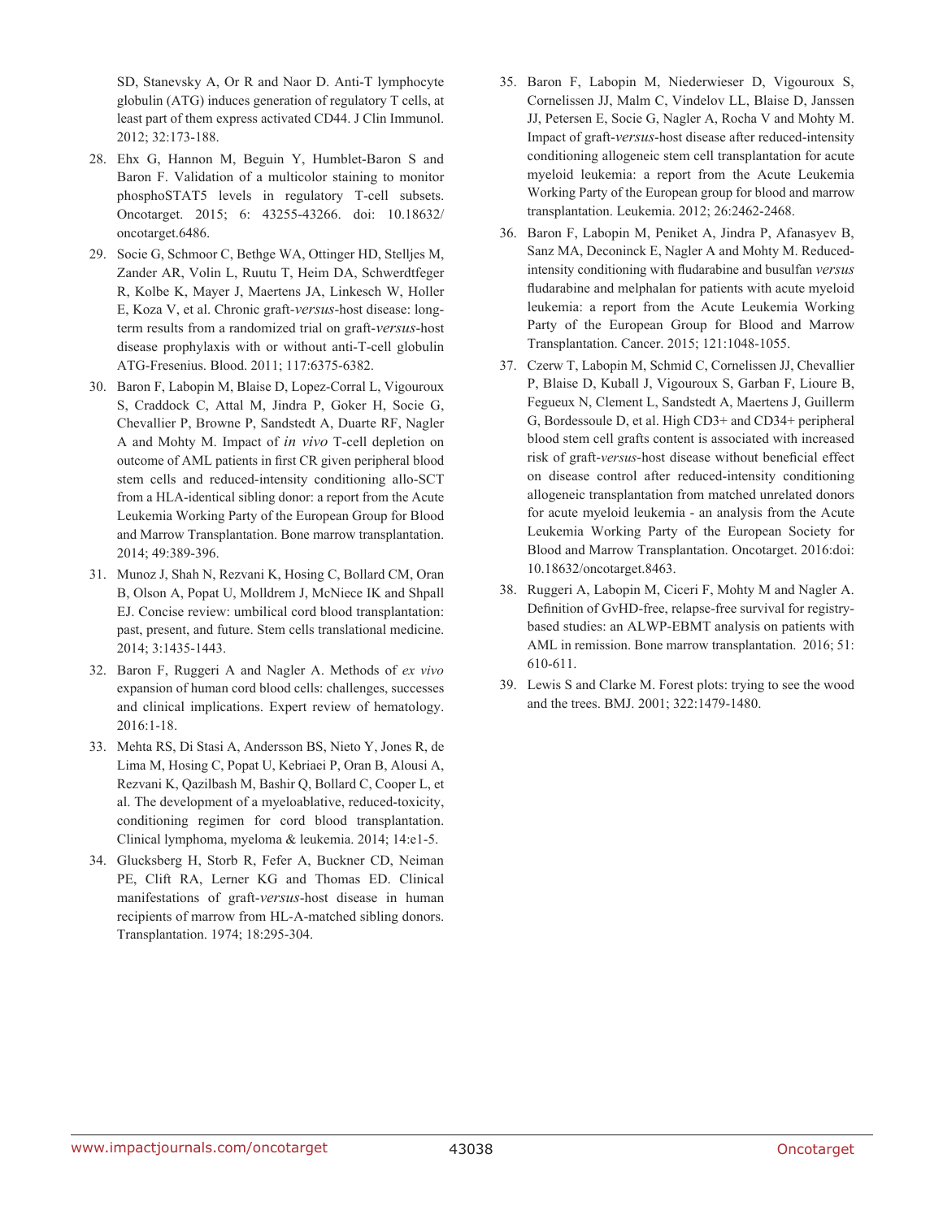SD, Stanevsky A, Or R and Naor D. Anti-T lymphocyte globulin (ATG) induces generation of regulatory T cells, at least part of them express activated CD44. J Clin Immunol. 2012; 32:173-188.

28. Ehx G, Hannon M, Beguin Y, Humblet-Baron S and Baron F. Validation of a multicolor staining to monitor phosphoSTAT5 levels in regulatory T-cell subsets. Oncotarget. 2015; 6: 43255-43266. doi: 10.18632/oncotarget.6486.

29. Socie G, Schmoor C, Bethge WA, Ottinger HD, Stelljes M, Zander AR, Volin L, Ruutu T, Heim DA, Schwerdtfeger R, Kolbe K, Mayer J, Maertens JA, Linkesch W, Holler E, Koza V, et al. Chronic graft-*versus*-host disease: long-term results from a randomized trial on graft-*versus*-host disease prophylaxis with or without anti-T-cell globulin ATG-Fresenius. Blood. 2011; 117:6375-6382.

30. Baron F, Labopin M, Blaise D, Lopez-Corral L, Vigouroux S, Craddock C, Attal M, Jindra P, Goker H, Socie G, Chevallier P, Browne P, Sandstedt A, Duarte RF, Nagler A and Mohty M. Impact of *in vivo* T-cell depletion on outcome of AML patients in first CR given peripheral blood stem cells and reduced-intensity conditioning allo-SCT from a HLA-identical sibling donor: a report from the Acute Leukemia Working Party of the European Group for Blood and Marrow Transplantation. Bone marrow transplantation. 2014; 49:389-396.

31. Munoz J, Shah N, Rezvani K, Hosing C, Bollard CM, Oran B, Olson A, Popat U, Molldrem J, McNiece IK and Shpall EJ. Concise review: umbilical cord blood transplantation: past, present, and future. Stem cells translational medicine. 2014; 3:1435-1443.

32. Baron F, Ruggeri A and Nagler A. Methods of *ex vivo* expansion of human cord blood cells: challenges, successes and clinical implications. Expert review of hematology. 2016:1-18.

33. Mehta RS, Di Stasi A, Andersson BS, Nieto Y, Jones R, de Lima M, Hosing C, Popat U, Kebriaei P, Oran B, Alousi A, Rezvani K, Qazilbash M, Bashir Q, Bollard C, Cooper L, et al. The development of a myeloablative, reduced-toxicity, conditioning regimen for cord blood transplantation. Clinical lymphoma, myeloma & leukemia. 2014; 14:e1-5.

34. Glucksberg H, Storb R, Fefer A, Buckner CD, Neiman PE, Clift RA, Lerner KG and Thomas ED. Clinical manifestations of graft-*versus*-host disease in human recipients of marrow from HL-A-matched sibling donors. Transplantation. 1974; 18:295-304.

35. Baron F, Labopin M, Niederwieser D, Vigouroux S, Cornelissen JJ, Malm C, Vindelov LL, Blaise D, Janssen JJ, Petersen E, Socie G, Nagler A, Rocha V and Mohty M. Impact of graft-*versus*-host disease after reduced-intensity conditioning allogeneic stem cell transplantation for acute myeloid leukemia: a report from the Acute Leukemia Working Party of the European group for blood and marrow transplantation. Leukemia. 2012; 26:2462-2468.

36. Baron F, Labopin M, Peniket A, Jindra P, Afanasyev B, Sanz MA, Deconinck E, Nagler A and Mohty M. Reduced-intensity conditioning with fludarabine and busulfan *versus* fludarabine and melphalan for patients with acute myeloid leukemia: a report from the Acute Leukemia Working Party of the European Group for Blood and Marrow Transplantation. Cancer. 2015; 121:1048-1055.

37. Czerw T, Labopin M, Schmid C, Cornelissen JJ, Chevallier P, Blaise D, Kuball J, Vigouroux S, Garban F, Lioure B, Fegueux N, Clement L, Sandstedt A, Maertens J, Guillerm G, Bordessoule D, et al. High CD3+ and CD34+ peripheral blood stem cell grafts content is associated with increased risk of graft-*versus*-host disease without beneficial effect on disease control after reduced-intensity conditioning allogeneic transplantation from matched unrelated donors for acute myeloid leukemia - an analysis from the Acute Leukemia Working Party of the European Society for Blood and Marrow Transplantation. Oncotarget. 2016:doi: 10.18632/oncotarget.8463.

38. Ruggeri A, Labopin M, Ciceri F, Mohty M and Nagler A. Definition of GvHD-free, relapse-free survival for registry-based studies: an ALWP-EBMT analysis on patients with AML in remission. Bone marrow transplantation. 2016; 51: 610-611.

39. Lewis S and Clarke M. Forest plots: trying to see the wood and the trees. BMJ. 2001; 322:1479-1480.